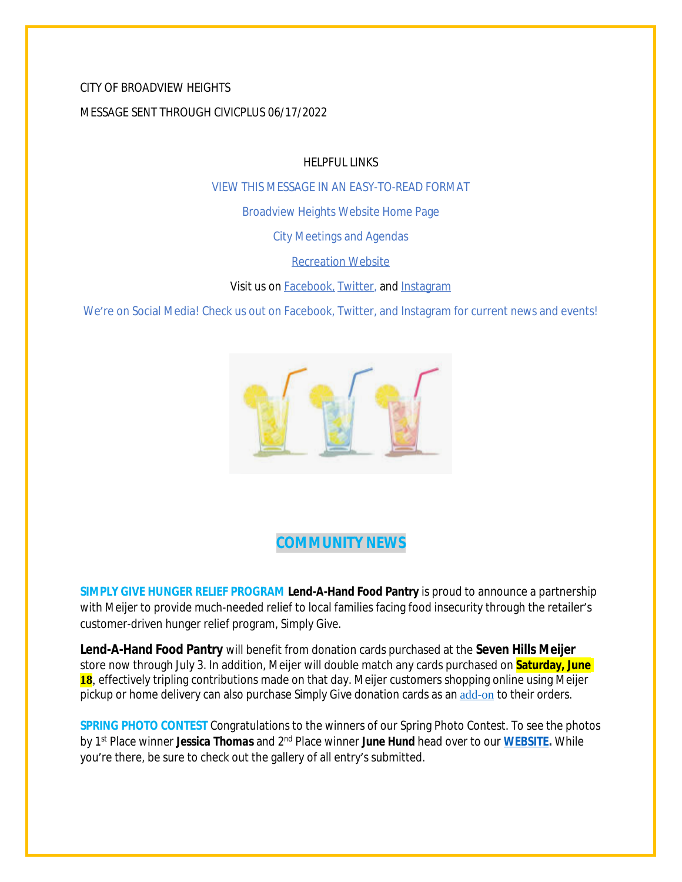CITY OF BROADVIEW HEIGHTS

MESSAGE SENT THROUGH CIVICPLUS 06/17/2022

HELPFUL LINKS

VIEW THIS MESSAGE IN AN EASY-TO-READ FORMAT

Broadview Heights Website Home Page

City Meetings and Agendas

Recreation Website

Visit us on Facebook, Twitter, and Instagram

We're on Social Media! Check us out on Facebook, Twitter, and Instagram for current news and events!

## COMMUNITY NEWS

**SIMPLY GIVE HUNGER RELIEF PROGRAM** **Lend-A-Hand Food Pantry** is proud to announce a partnership with Meijer to provide much-needed relief to local families facing food insecurity through the retailer's customer-driven hunger relief program, Simply Give.

**Lend-A-Hand Food Pantry** will benefit from donation cards purchased at the **Seven Hills Meijer** store now through July 3. In addition, Meijer will double match any cards purchased on **Saturday, June 18**, effectively tripling contributions made on that day. Meijer customers shopping online using Meijer pickup or home delivery can also purchase Simply Give donation cards as an add-on to their orders.

**SPRING PHOTO CONTEST** Congratulations to the winners of our Spring Photo Contest. To see the photos by 1st Place winner **Jessica Thomas** and 2nd Place winner **June Hund** head over to our **WEBSITE.** While you're there, be sure to check out the gallery of all entry's submitted.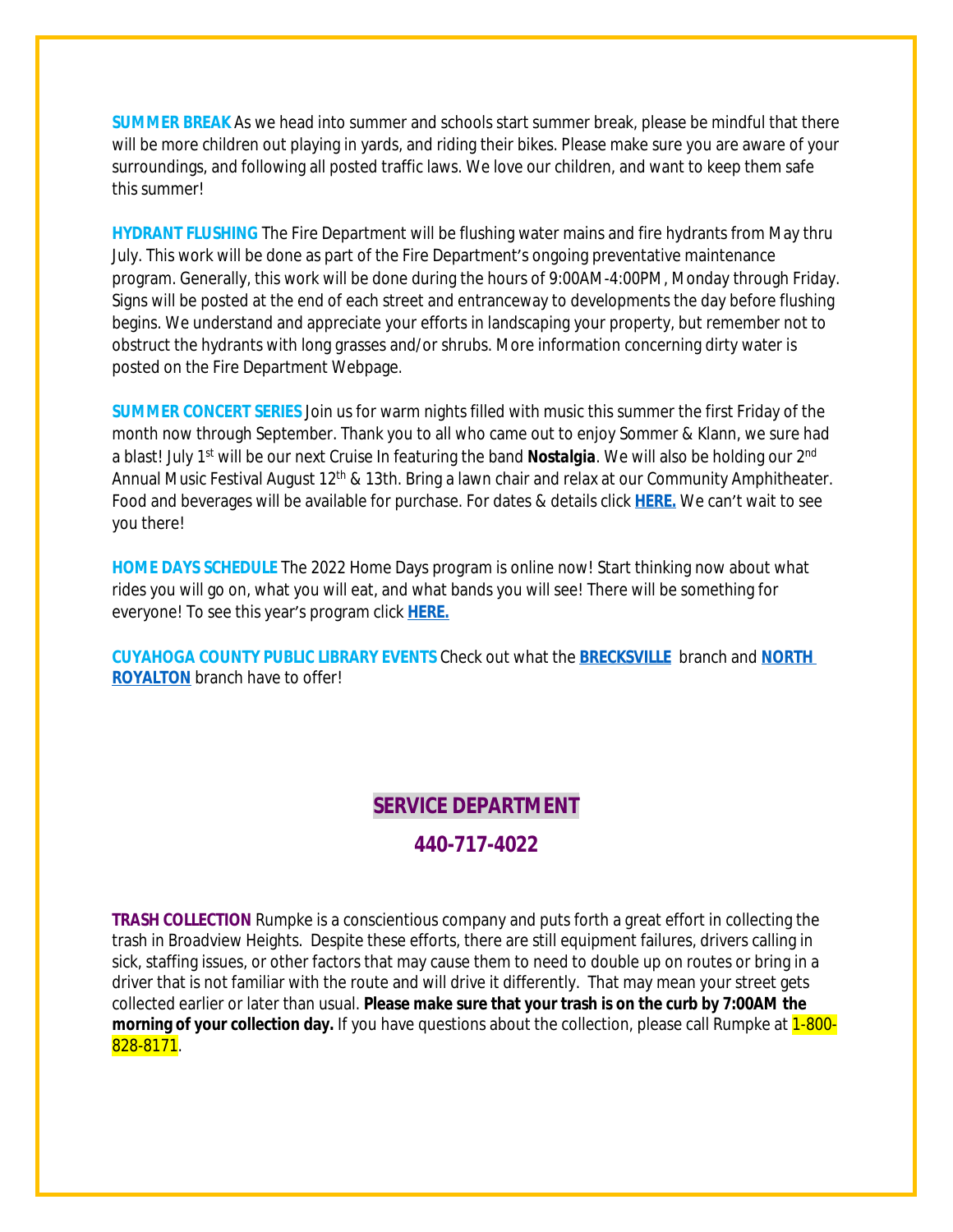**SUMMER BREAK** As we head into summer and schools start summer break, please be mindful that there will be more children out playing in yards, and riding their bikes. Please make sure you are aware of your surroundings, and following all posted traffic laws. We love our children, and want to keep them safe this summer!

**HYDRANT FLUSHING** The Fire Department will be flushing water mains and fire hydrants from May thru July. This work will be done as part of the Fire Department's ongoing preventative maintenance program. Generally, this work will be done during the hours of 9:00AM-4:00PM, Monday through Friday. Signs will be posted at the end of each street and entranceway to developments the day before flushing begins. We understand and appreciate your efforts in landscaping your property, but remember not to obstruct the hydrants with long grasses and/or shrubs. More information concerning dirty water is posted on the Fire Department Webpage.

**SUMMER CONCERT SERIES** Join us for warm nights filled with music this summer the first Friday of the month now through September. Thank you to all who came out to enjoy Sommer & Klann, we sure had a blast! July 1st will be our next Cruise In featuring the band **Nostalgia**. We will also be holding our 2nd Annual Music Festival August 12th & 13th. Bring a lawn chair and relax at our Community Amphitheater. Food and beverages will be available for purchase. For dates & details click **HERE.** We can't wait to see you there!

**HOME DAYS SCHEDULE** The 2022 Home Days program is online now! Start thinking now about what rides you will go on, what you will eat, and what bands you will see! There will be something for everyone! To see this year's program click **HERE.**

**CUYAHOGA COUNTY PUBLIC LIBRARY EVENTS** Check out what the **BRECKSVILLE** branch and **NORTH ROYALTON** branch have to offer!

## SERVICE DEPARTMENT

## 440-717-4022

**TRASH COLLECTION** Rumpke is a conscientious company and puts forth a great effort in collecting the trash in Broadview Heights. Despite these efforts, there are still equipment failures, drivers calling in sick, staffing issues, or other factors that may cause them to need to double up on routes or bring in a driver that is not familiar with the route and will drive it differently. That may mean your street gets collected earlier or later than usual. **Please make sure that your trash is on the curb by 7:00AM the morning of your collection day.** If you have questions about the collection, please call Rumpke at 1-800-828-8171.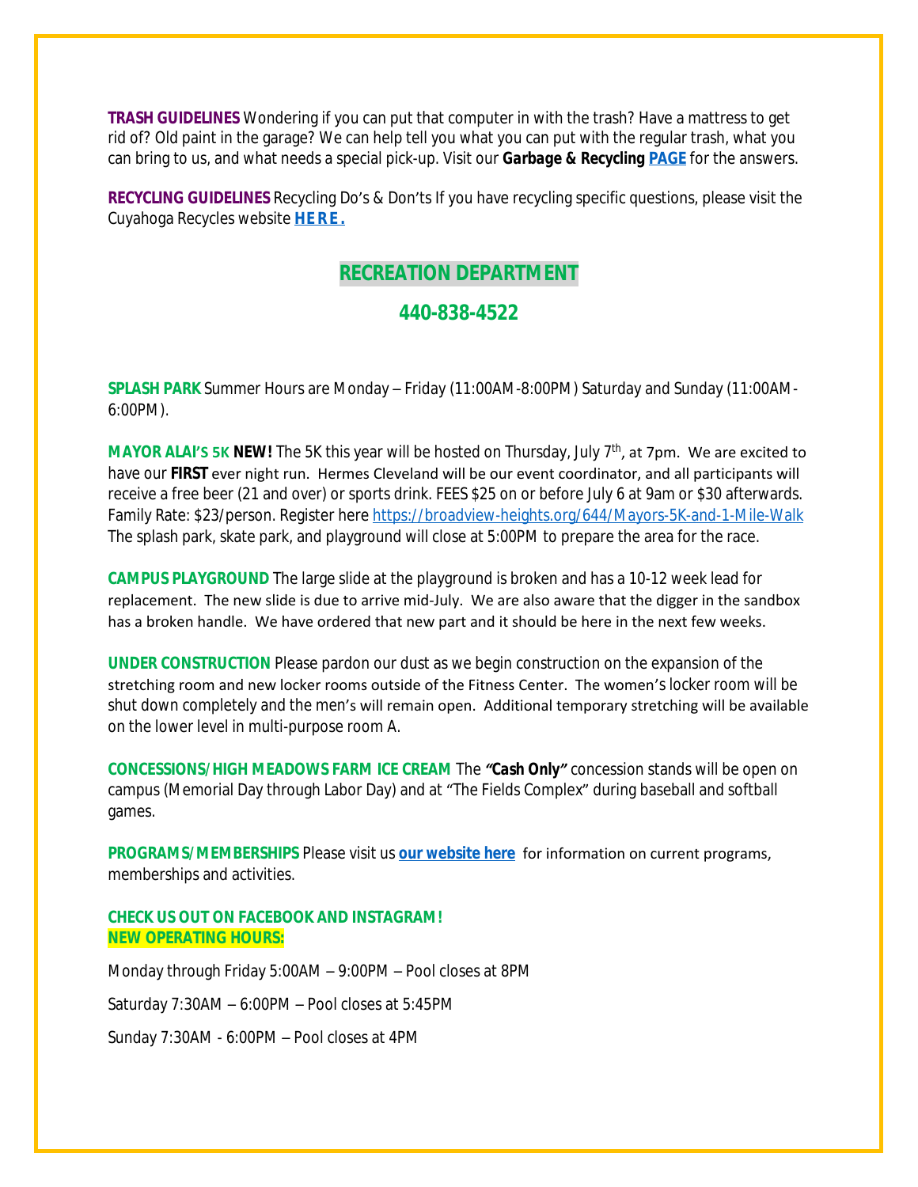**TRASH GUIDELINES** Wondering if you can put that computer in with the trash? Have a mattress to get rid of? Old paint in the garage? We can help tell you what you can put with the regular trash, what you can bring to us, and what needs a special pick-up. Visit our ***Garbage & Recycling*** **[PAGE]** for the answers.

**RECYCLING GUIDELINES** Recycling Do's & Don'ts If you have recycling specific questions, please visit the Cuyahoga Recycles website ***HERE.***

## RECREATION DEPARTMENT

## 440-838-4522

**SPLASH PARK** Summer Hours are Monday – Friday (11:00AM-8:00PM) Saturday and Sunday (11:00AM-6:00PM).

**MAYOR ALAI'S 5K** **NEW!** The 5K this year will be hosted on Thursday, July 7th, at 7pm. We are excited to have our **FIRST** ever night run. Hermes Cleveland will be our event coordinator, and all participants will receive a free beer (21 and over) or sports drink. FEES $25 on or before July 6 at 9am or $30 afterwards. Family Rate: $23/person. Register here https://broadview-heights.org/644/Mayors-5K-and-1-Mile-Walk The splash park, skate park, and playground will close at 5:00PM to prepare the area for the race.

**CAMPUS PLAYGROUND** The large slide at the playground is broken and has a 10-12 week lead for replacement. The new slide is due to arrive mid-July. We are also aware that the digger in the sandbox has a broken handle. We have ordered that new part and it should be here in the next few weeks.

**UNDER CONSTRUCTION** Please pardon our dust as we begin construction on the expansion of the stretching room and new locker rooms outside of the Fitness Center. The women's locker room will be shut down completely and the men's will remain open. Additional temporary stretching will be available on the lower level in multi-purpose room A.

**CONCESSIONS/HIGH MEADOWS FARM ICE CREAM** The ***"Cash Only"*** concession stands will be open on campus (Memorial Day through Labor Day) and at "The Fields Complex" during baseball and softball games.

**PROGRAMS/MEMBERSHIPS** Please visit us **our website here** for information on current programs, memberships and activities.

**CHECK US OUT ON FACEBOOK AND INSTAGRAM!**
**NEW OPERATING HOURS:**

Monday through Friday 5:00AM – 9:00PM – Pool closes at 8PM

Saturday 7:30AM – 6:00PM – Pool closes at 5:45PM

Sunday 7:30AM - 6:00PM – Pool closes at 4PM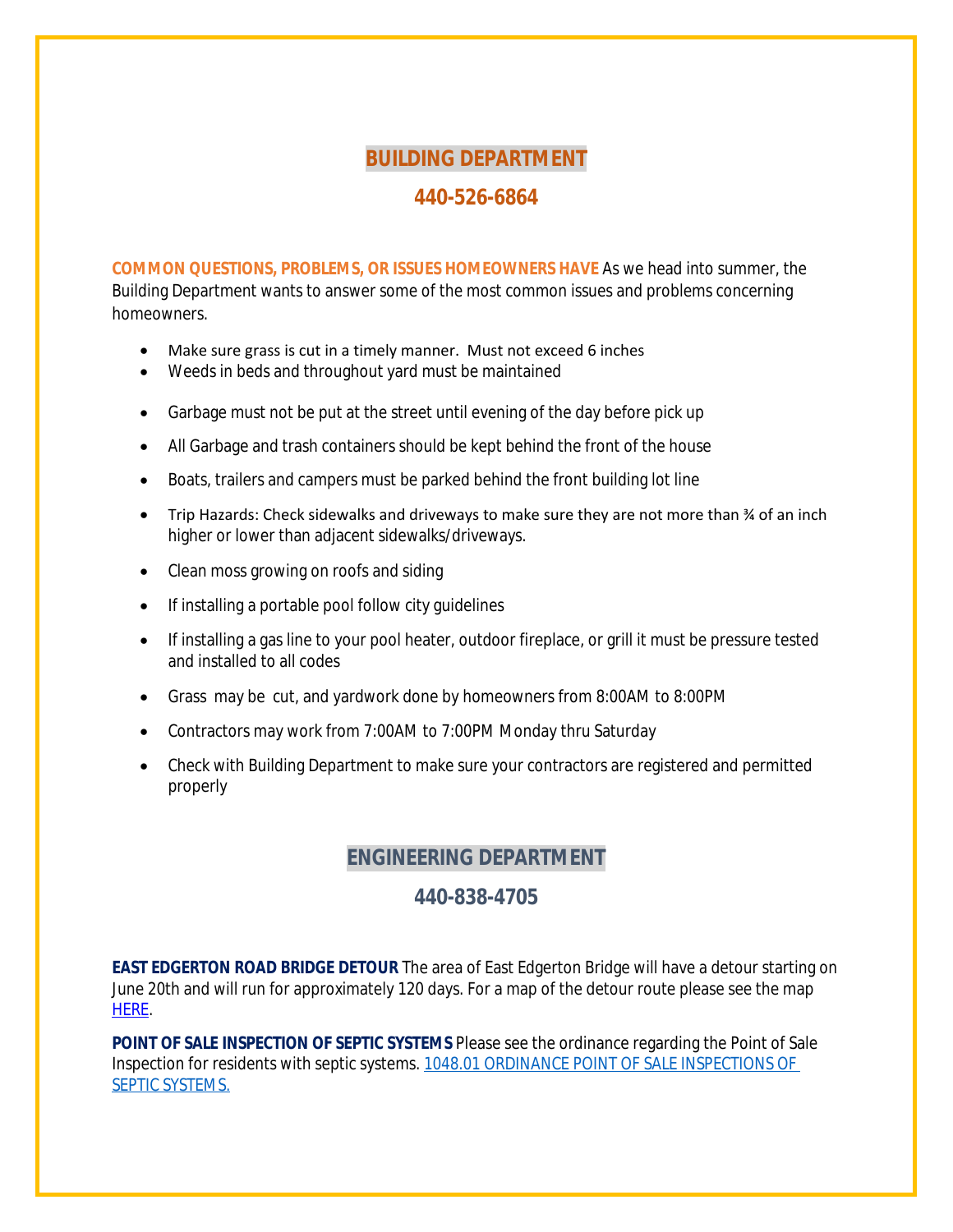## BUILDING DEPARTMENT

## 440-526-6864

**COMMON QUESTIONS, PROBLEMS, OR ISSUES HOMEOWNERS HAVE** As we head into summer, the Building Department wants to answer some of the most common issues and problems concerning homeowners.

- Make sure grass is cut in a timely manner. Must not exceed 6 inches
- Weeds in beds and throughout yard must be maintained
- Garbage must not be put at the street until evening of the day before pick up
- All Garbage and trash containers should be kept behind the front of the house
- Boats, trailers and campers must be parked behind the front building lot line
- Trip Hazards: Check sidewalks and driveways to make sure they are not more than ¾ of an inch higher or lower than adjacent sidewalks/driveways.
- Clean moss growing on roofs and siding
- If installing a portable pool follow city guidelines
- If installing a gas line to your pool heater, outdoor fireplace, or grill it must be pressure tested and installed to all codes
- Grass may be cut, and yardwork done by homeowners from 8:00AM to 8:00PM
- Contractors may work from 7:00AM to 7:00PM Monday thru Saturday
- Check with Building Department to make sure your contractors are registered and permitted properly

## ENGINEERING DEPARTMENT

## 440-838-4705

**EAST EDGERTON ROAD BRIDGE DETOUR** The area of East Edgerton Bridge will have a detour starting on June 20th and will run for approximately 120 days. For a map of the detour route please see the map HERE.

**POINT OF SALE INSPECTION OF SEPTIC SYSTEMS** Please see the ordinance regarding the Point of Sale Inspection for residents with septic systems. 1048.01 ORDINANCE POINT OF SALE INSPECTIONS OF SEPTIC SYSTEMS.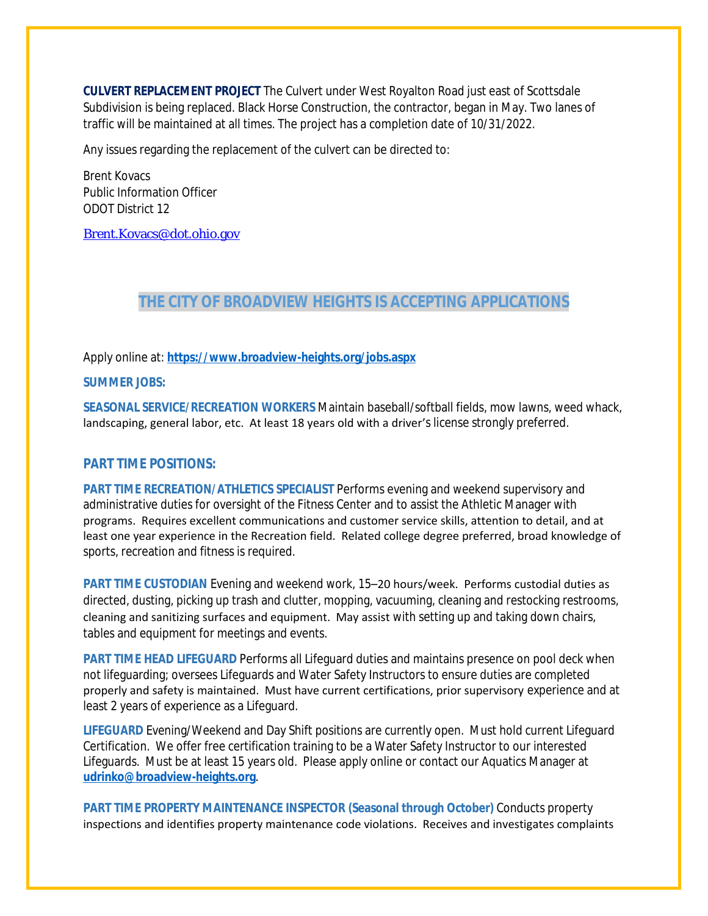**CULVERT REPLACEMENT PROJECT** The Culvert under West Royalton Road just east of Scottsdale Subdivision is being replaced. Black Horse Construction, the contractor, began in May. Two lanes of traffic will be maintained at all times. The project has a completion date of 10/31/2022.

Any issues regarding the replacement of the culvert can be directed to:

Brent Kovacs  
Public Information Officer  
ODOT District 12

Brent.Kovacs@dot.ohio.gov

## THE CITY OF BROADVIEW HEIGHTS IS ACCEPTING APPLICATIONS

Apply online at: **https://www.broadview-heights.org/jobs.aspx**

### SUMMER JOBS:

**SEASONAL SERVICE/RECREATION WORKERS** Maintain baseball/softball fields, mow lawns, weed whack, landscaping, general labor, etc. At least 18 years old with a driver's license strongly preferred.

### PART TIME POSITIONS:

**PART TIME RECREATION/ATHLETICS SPECIALIST** Performs evening and weekend supervisory and administrative duties for oversight of the Fitness Center and to assist the Athletic Manager with programs. Requires excellent communications and customer service skills, attention to detail, and at least one year experience in the Recreation field. Related college degree preferred, broad knowledge of sports, recreation and fitness is required.

**PART TIME CUSTODIAN** Evening and weekend work, 15–20 hours/week. Performs custodial duties as directed, dusting, picking up trash and clutter, mopping, vacuuming, cleaning and restocking restrooms, cleaning and sanitizing surfaces and equipment. May assist with setting up and taking down chairs, tables and equipment for meetings and events.

**PART TIME HEAD LIFEGUARD** Performs all Lifeguard duties and maintains presence on pool deck when not lifeguarding; oversees Lifeguards and Water Safety Instructors to ensure duties are completed properly and safety is maintained. Must have current certifications, prior supervisory experience and at least 2 years of experience as a Lifeguard.

**LIFEGUARD** Evening/Weekend and Day Shift positions are currently open. Must hold current Lifeguard Certification. We offer free certification training to be a Water Safety Instructor to our interested Lifeguards. Must be at least 15 years old. Please apply online or contact our Aquatics Manager at **udrinko@broadview-heights.org**.

**PART TIME PROPERTY MAINTENANCE INSPECTOR (Seasonal through October)** Conducts property inspections and identifies property maintenance code violations. Receives and investigates complaints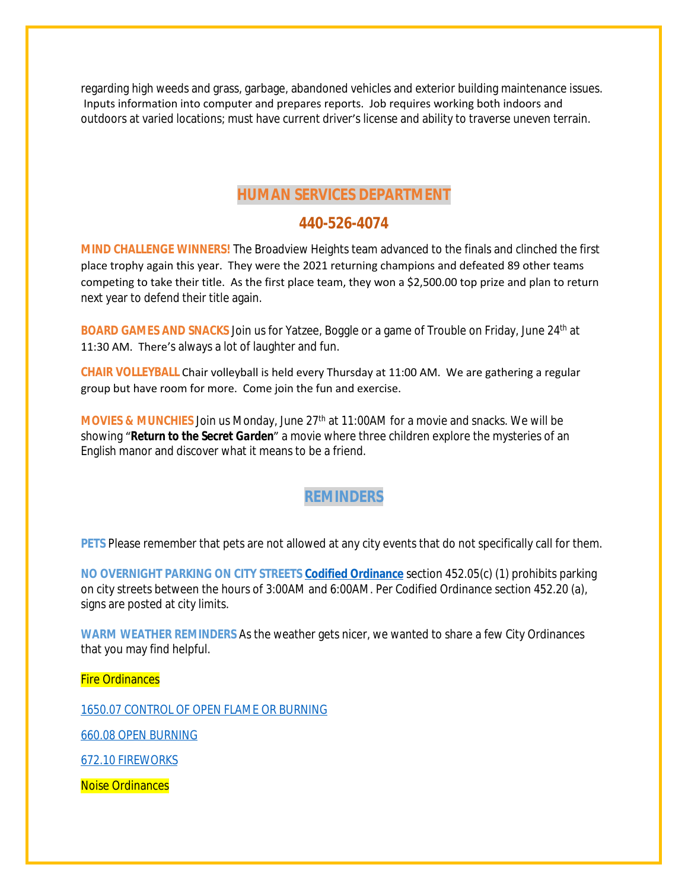regarding high weeds and grass, garbage, abandoned vehicles and exterior building maintenance issues. Inputs information into computer and prepares reports. Job requires working both indoors and outdoors at varied locations; must have current driver's license and ability to traverse uneven terrain.

## HUMAN SERVICES DEPARTMENT

## 440-526-4074

**MIND CHALLENGE WINNERS!** The Broadview Heights team advanced to the finals and clinched the first place trophy again this year. They were the 2021 returning champions and defeated 89 other teams competing to take their title. As the first place team, they won a $2,500.00 top prize and plan to return next year to defend their title again.

**BOARD GAMES AND SNACKS** Join us for Yatzee, Boggle or a game of Trouble on Friday, June 24th at 11:30 AM. There's always a lot of laughter and fun.

**CHAIR VOLLEYBALL** Chair volleyball is held every Thursday at 11:00 AM. We are gathering a regular group but have room for more. Come join the fun and exercise.

**MOVIES & MUNCHIES** Join us Monday, June 27th at 11:00AM for a movie and snacks. We will be showing "**Return to the Secret Garden**" a movie where three children explore the mysteries of an English manor and discover what it means to be a friend.

## REMINDERS

**PETS** Please remember that pets are not allowed at any city events that do not specifically call for them.

**NO OVERNIGHT PARKING ON CITY STREETS** **Codified Ordinance** section 452.05(c) (1) prohibits parking on city streets between the hours of 3:00AM and 6:00AM. Per Codified Ordinance section 452.20 (a), signs are posted at city limits.

**WARM WEATHER REMINDERS** As the weather gets nicer, we wanted to share a few City Ordinances that you may find helpful.

Fire Ordinances

1650.07 CONTROL OF OPEN FLAME OR BURNING

660.08 OPEN BURNING

672.10 FIREWORKS

Noise Ordinances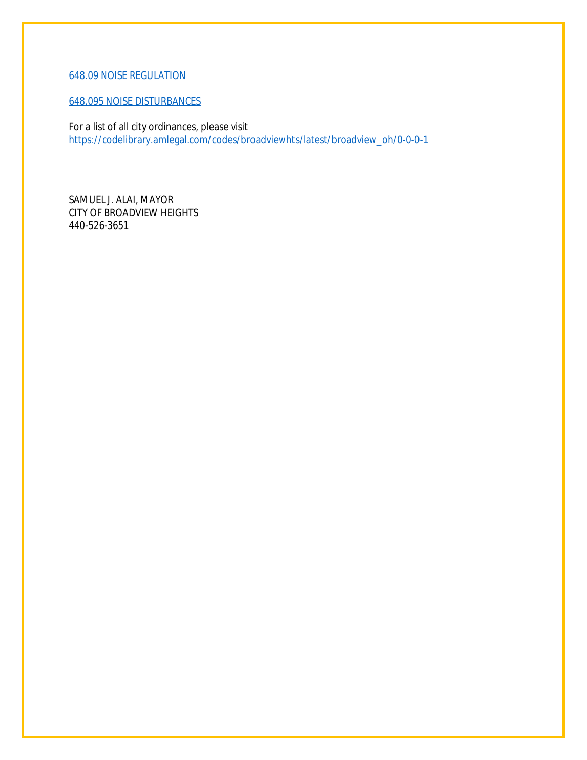[648.09 NOISE REGULATION]

[648.095 NOISE DISTURBANCES]

For a list of all city ordinances, please visit
https://codelibrary.amlegal.com/codes/broadviewhts/latest/broadview_oh/0-0-0-1

SAMUEL J. ALAI, MAYOR
CITY OF BROADVIEW HEIGHTS
440-526-3651